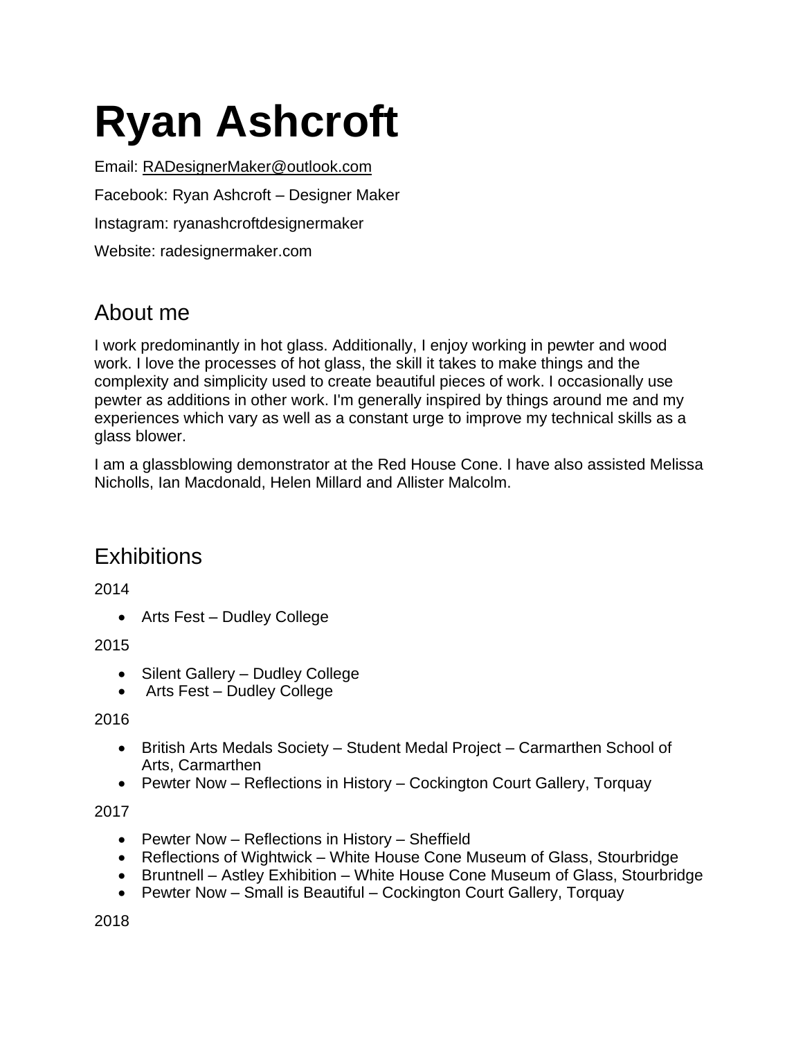# Ryan Ashcroft

Email: RADesignerMaker@outlook.com

Facebook: Ryan Ashcroft – Designer Maker

Instagram: ryanashcroftdesignermaker

Website: radesignermaker.com

## About me

I work predominantly in hot glass. Additionally, I enjoy working in pewter and wood work. I love the processes of hot glass, the skill it takes to make things and the complexity and simplicity used to create beautiful pieces of work. I occasionally use pewter as additions in other work. I'm generally inspired by things around me and my experiences which vary as well as a constant urge to improve my technical skills as a glass blower.

I am a glassblowing demonstrator at the Red House Cone. I have also assisted Melissa Nicholls, Ian Macdonald, Helen Millard and Allister Malcolm.

## Exhibitions

2014

- Arts Fest – Dudley College

2015

- Silent Gallery – Dudley College
- Arts Fest – Dudley College

2016

- British Arts Medals Society – Student Medal Project – Carmarthen School of Arts, Carmarthen
- Pewter Now – Reflections in History – Cockington Court Gallery, Torquay

2017

- Pewter Now – Reflections in History – Sheffield
- Reflections of Wightwick – White House Cone Museum of Glass, Stourbridge
- Bruntnell – Astley Exhibition – White House Cone Museum of Glass, Stourbridge
- Pewter Now – Small is Beautiful – Cockington Court Gallery, Torquay

2018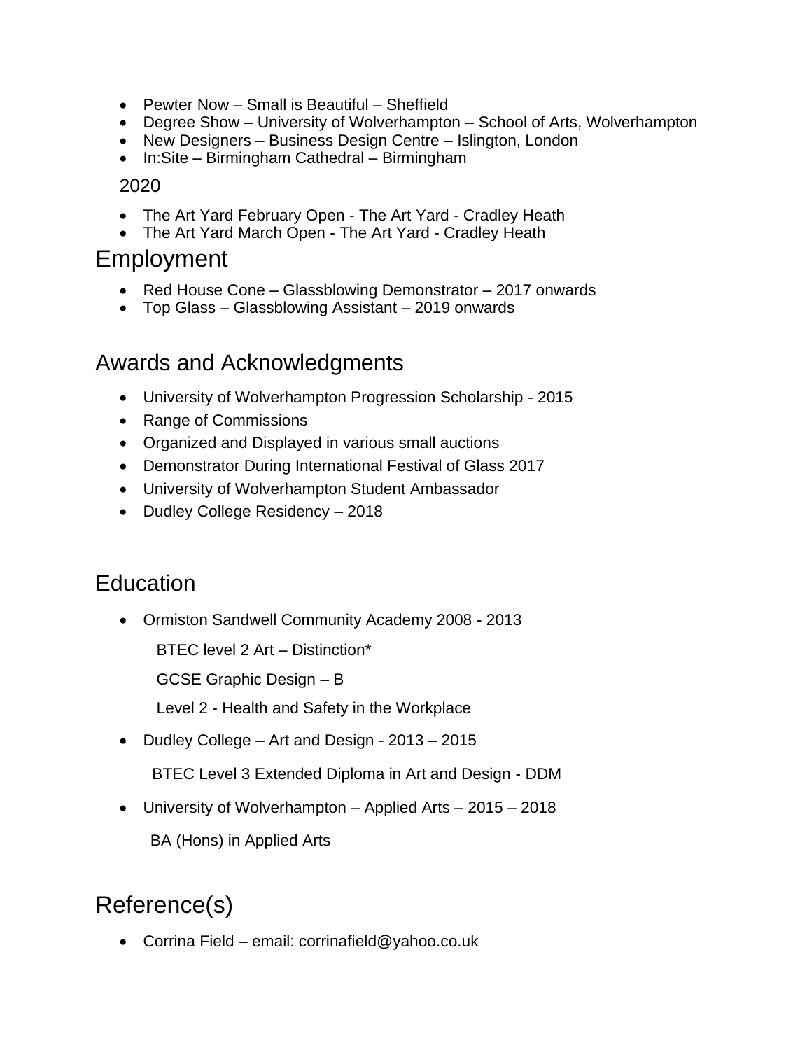- Pewter Now – Small is Beautiful – Sheffield
- Degree Show – University of Wolverhampton – School of Arts, Wolverhampton
- New Designers – Business Design Centre – Islington, London
- In:Site – Birmingham Cathedral – Birmingham

2020

- The Art Yard February Open - The Art Yard - Cradley Heath
- The Art Yard March Open - The Art Yard - Cradley Heath

## Employment

- Red House Cone – Glassblowing Demonstrator – 2017 onwards
- Top Glass – Glassblowing Assistant – 2019 onwards

## Awards and Acknowledgments

- University of Wolverhampton Progression Scholarship - 2015
- Range of Commissions
- Organized and Displayed in various small auctions
- Demonstrator During International Festival of Glass 2017
- University of Wolverhampton Student Ambassador
- Dudley College Residency – 2018

## Education

- Ormiston Sandwell Community Academy 2008 - 2013

  BTEC level 2 Art – Distinction*

  GCSE Graphic Design – B

  Level 2 - Health and Safety in the Workplace

- Dudley College – Art and Design - 2013 – 2015

  BTEC Level 3 Extended Diploma in Art and Design - DDM

- University of Wolverhampton – Applied Arts – 2015 – 2018

  BA (Hons) in Applied Arts

## Reference(s)

- Corrina Field – email: corrinafield@yahoo.co.uk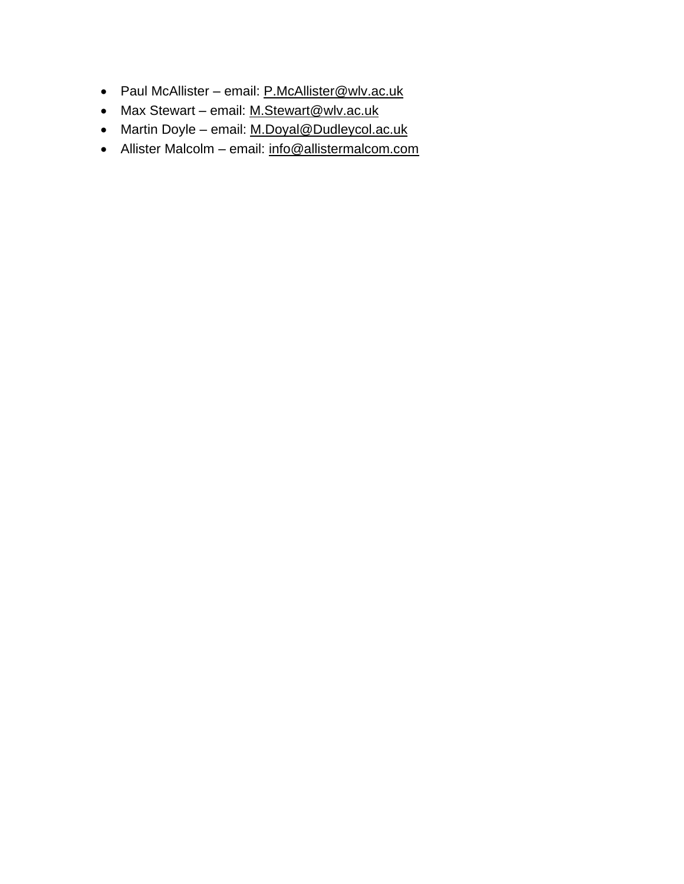- Paul McAllister – email: P.McAllister@wlv.ac.uk
- Max Stewart – email: M.Stewart@wlv.ac.uk
- Martin Doyle – email: M.Doyal@Dudleycol.ac.uk
- Allister Malcolm – email: info@allistermalcom.com